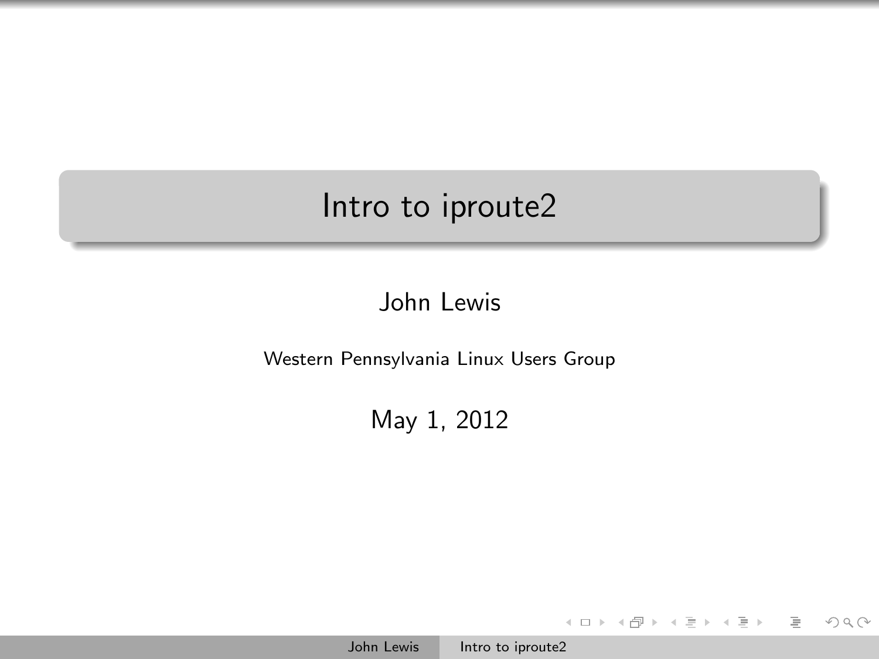# Intro to iproute2

John Lewis

Western Pennsylvania Linux Users Group

May 1, 2012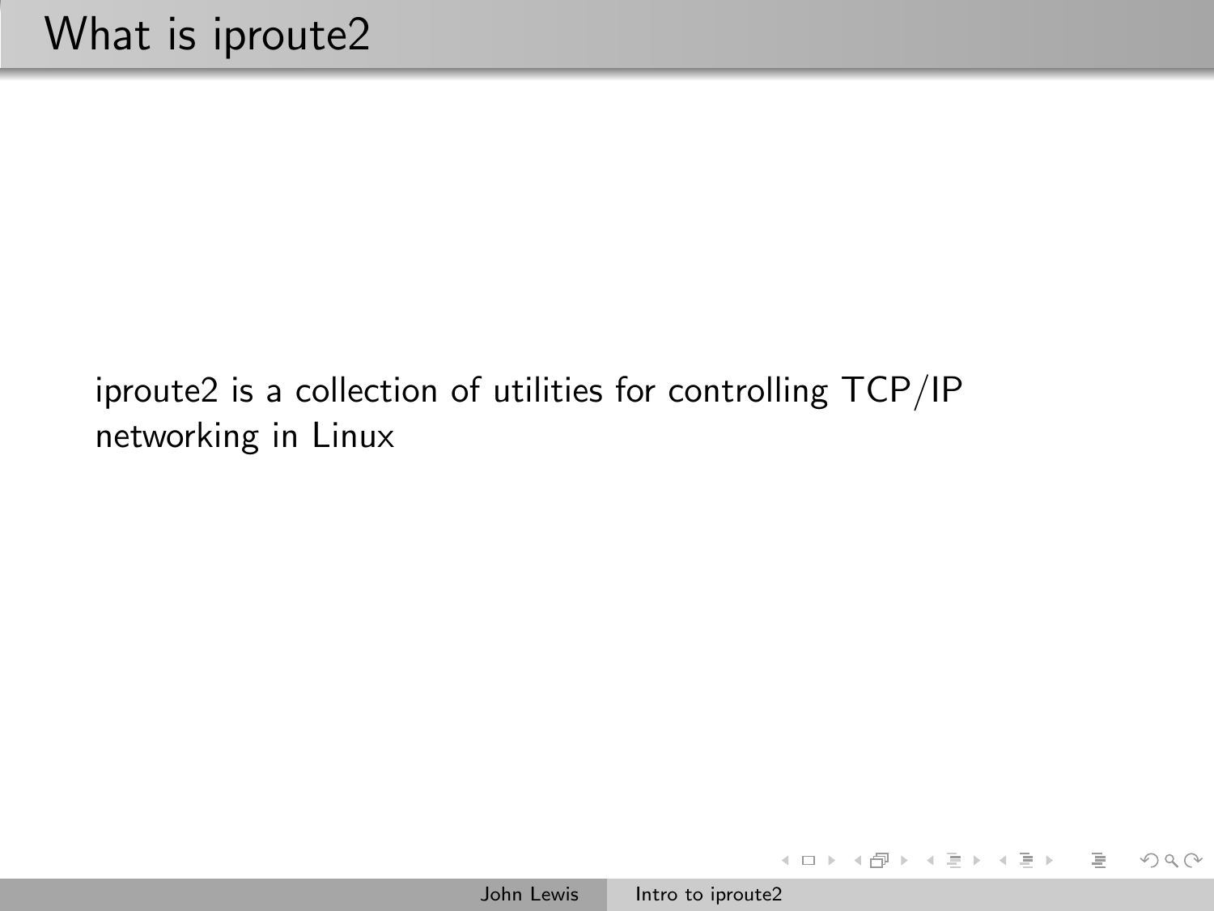# What is iproute2

iproute2 is a collection of utilities for controlling TCP/IP networking in Linux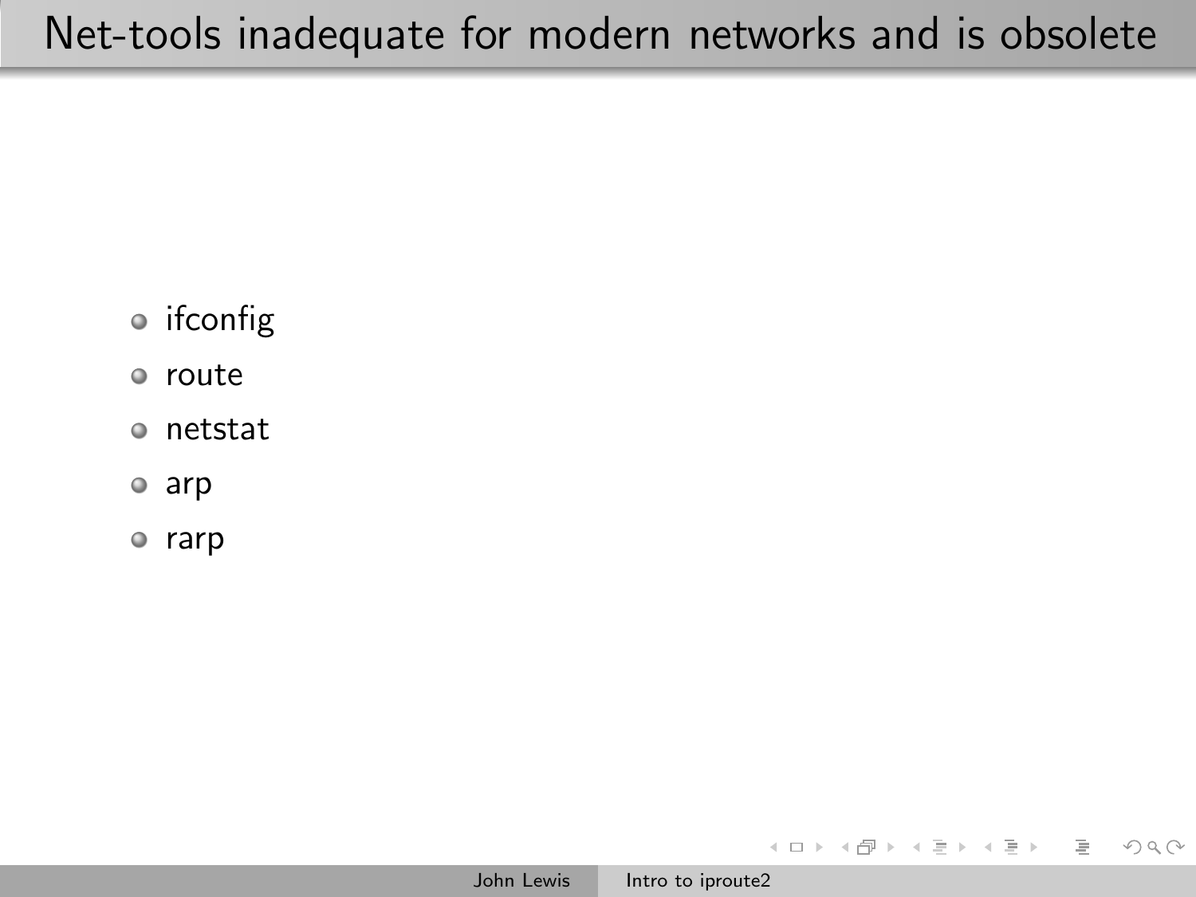# Net-tools inadequate for modern networks and is obsolete

- ifconfig
- route
- netstat
- arp
- rarp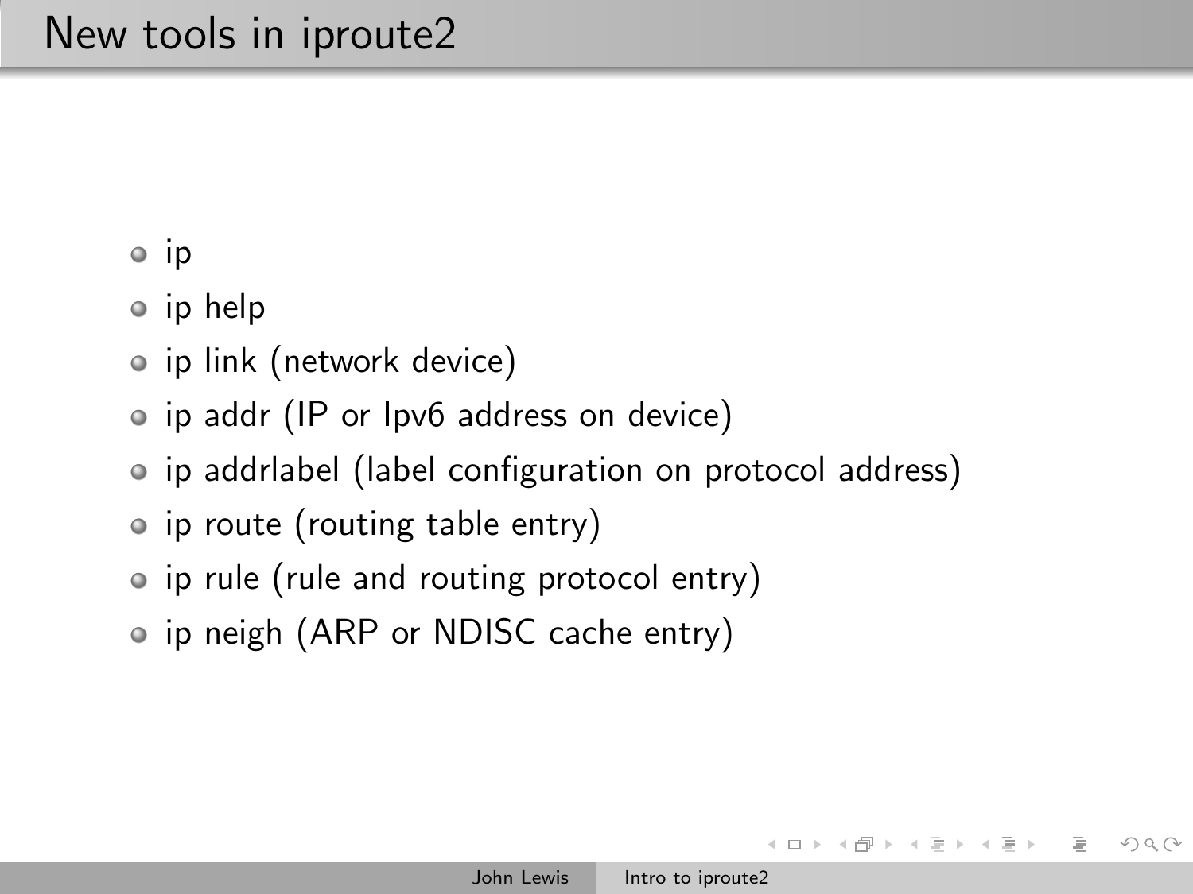# New tools in iproute2

- ip
- ip help
- ip link (network device)
- ip addr (IP or Ipv6 address on device)
- ip addrlabel (label configuration on protocol address)
- ip route (routing table entry)
- ip rule (rule and routing protocol entry)
- ip neigh (ARP or NDISC cache entry)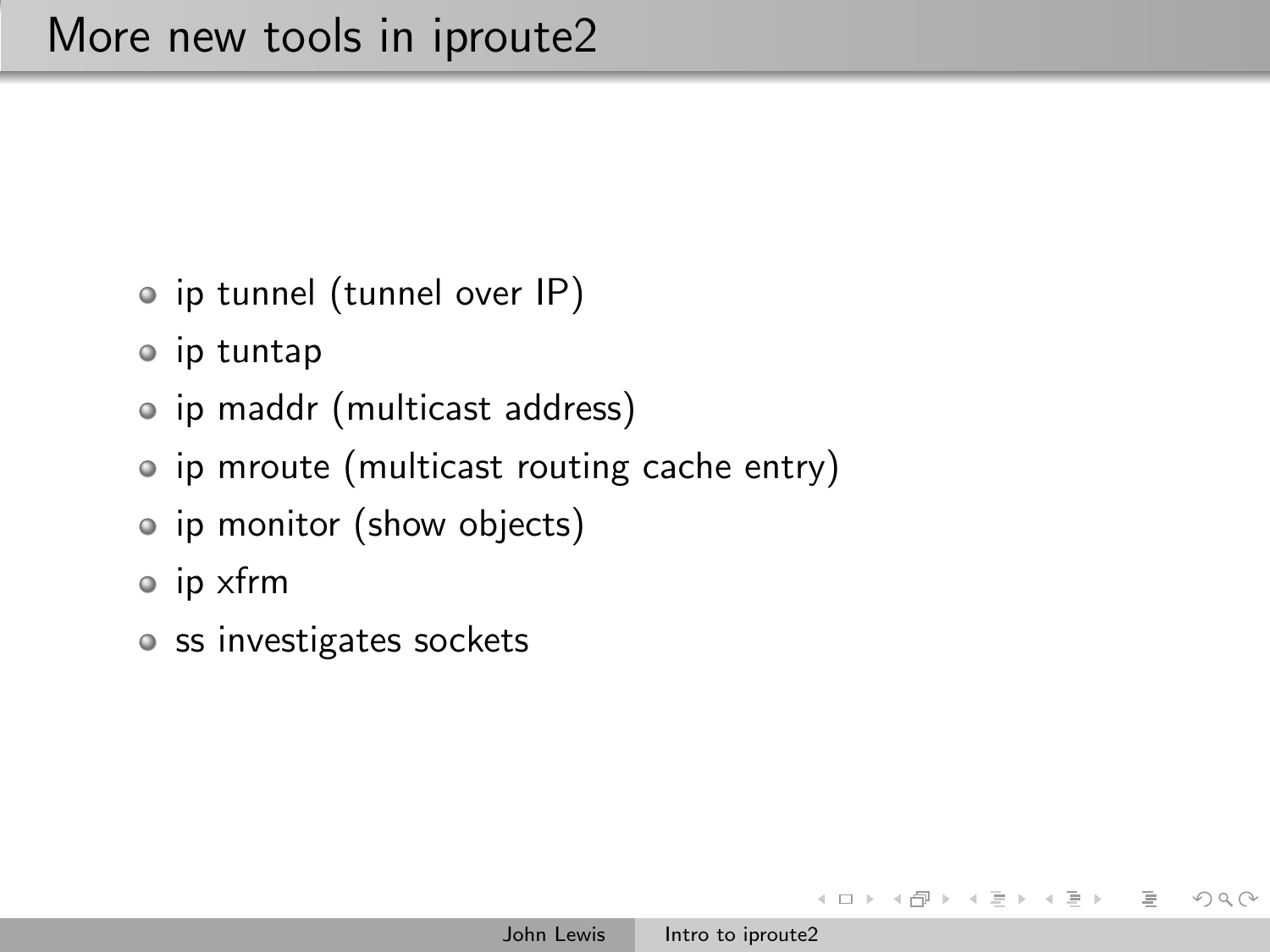# More new tools in iproute2

- ip tunnel (tunnel over IP)
- ip tuntap
- ip maddr (multicast address)
- ip mroute (multicast routing cache entry)
- ip monitor (show objects)
- ip xfrm
- ss investigates sockets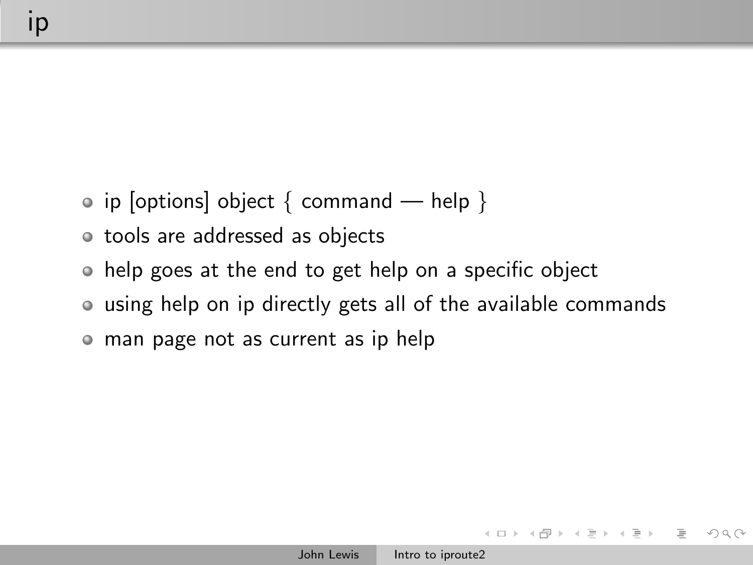# ip

- ip [options] object { command — help }
- tools are addressed as objects
- help goes at the end to get help on a specific object
- using help on ip directly gets all of the available commands
- man page not as current as ip help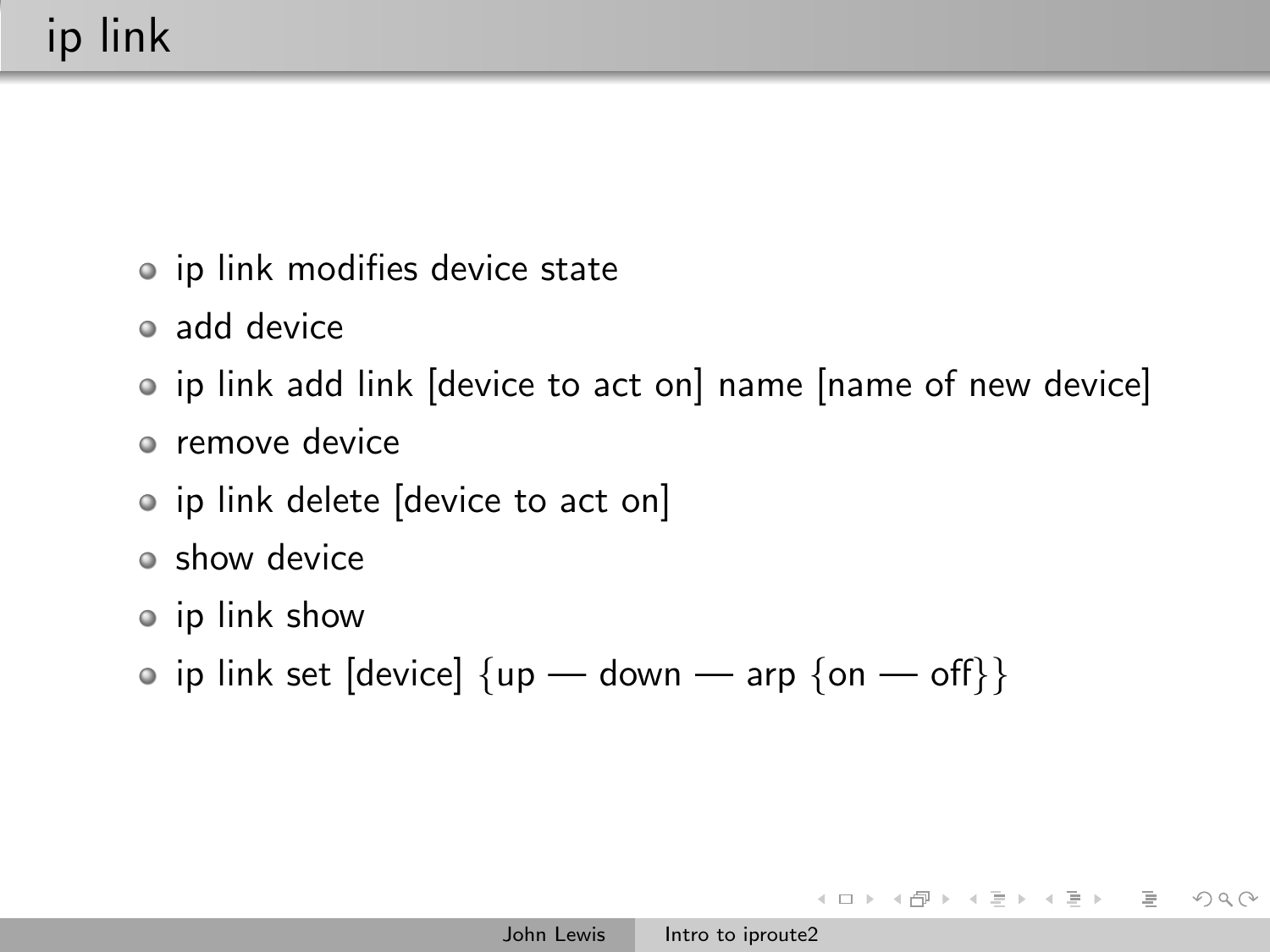# ip link

- ip link modifies device state
- add device
- ip link add link [device to act on] name [name of new device]
- remove device
- ip link delete [device to act on]
- show device
- ip link show
- ip link set [device] {up — down — arp {on — off}}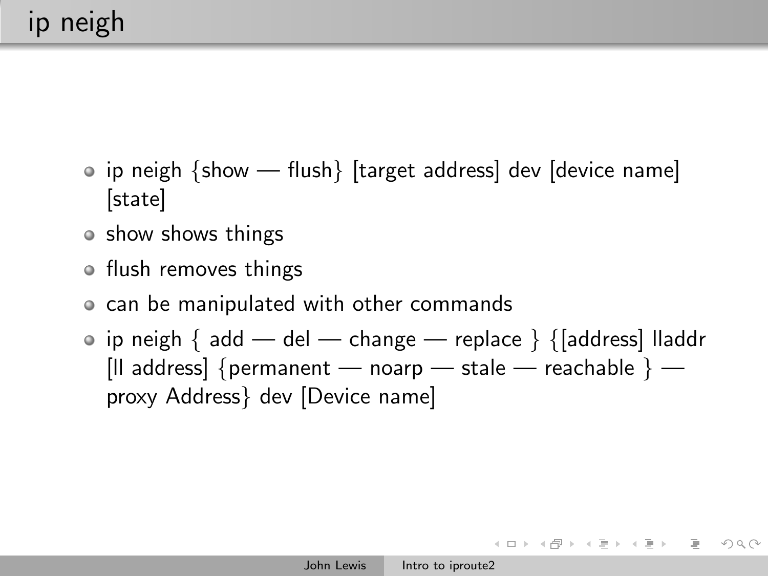# ip neigh

- ip neigh {show — flush} [target address] dev [device name] [state]
- show shows things
- flush removes things
- can be manipulated with other commands
- ip neigh { add — del — change — replace } {[address] lladdr [ll address] {permanent — noarp — stale — reachable } — proxy Address} dev [Device name]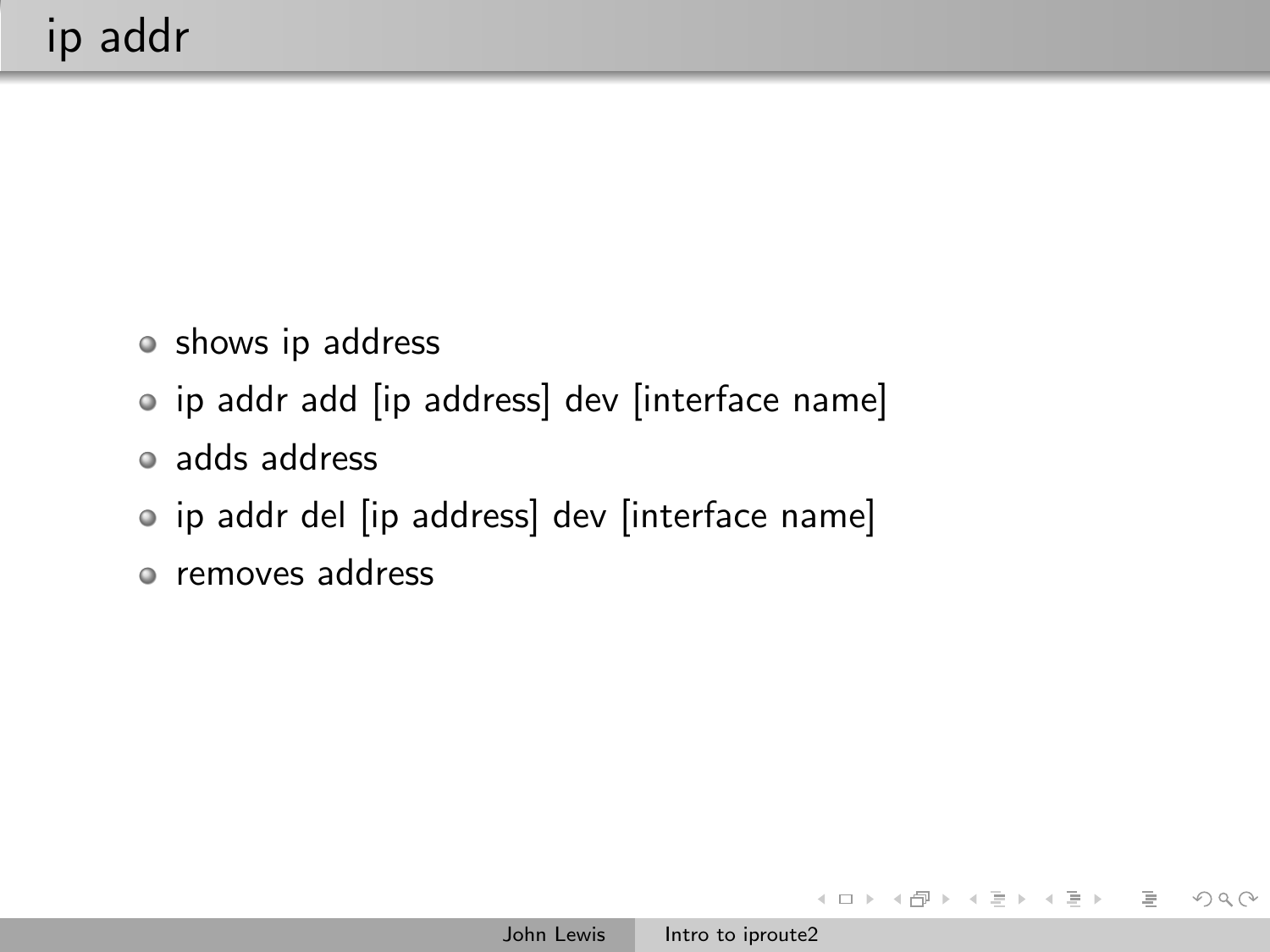# ip addr

- shows ip address
- ip addr add [ip address] dev [interface name]
- adds address
- ip addr del [ip address] dev [interface name]
- removes address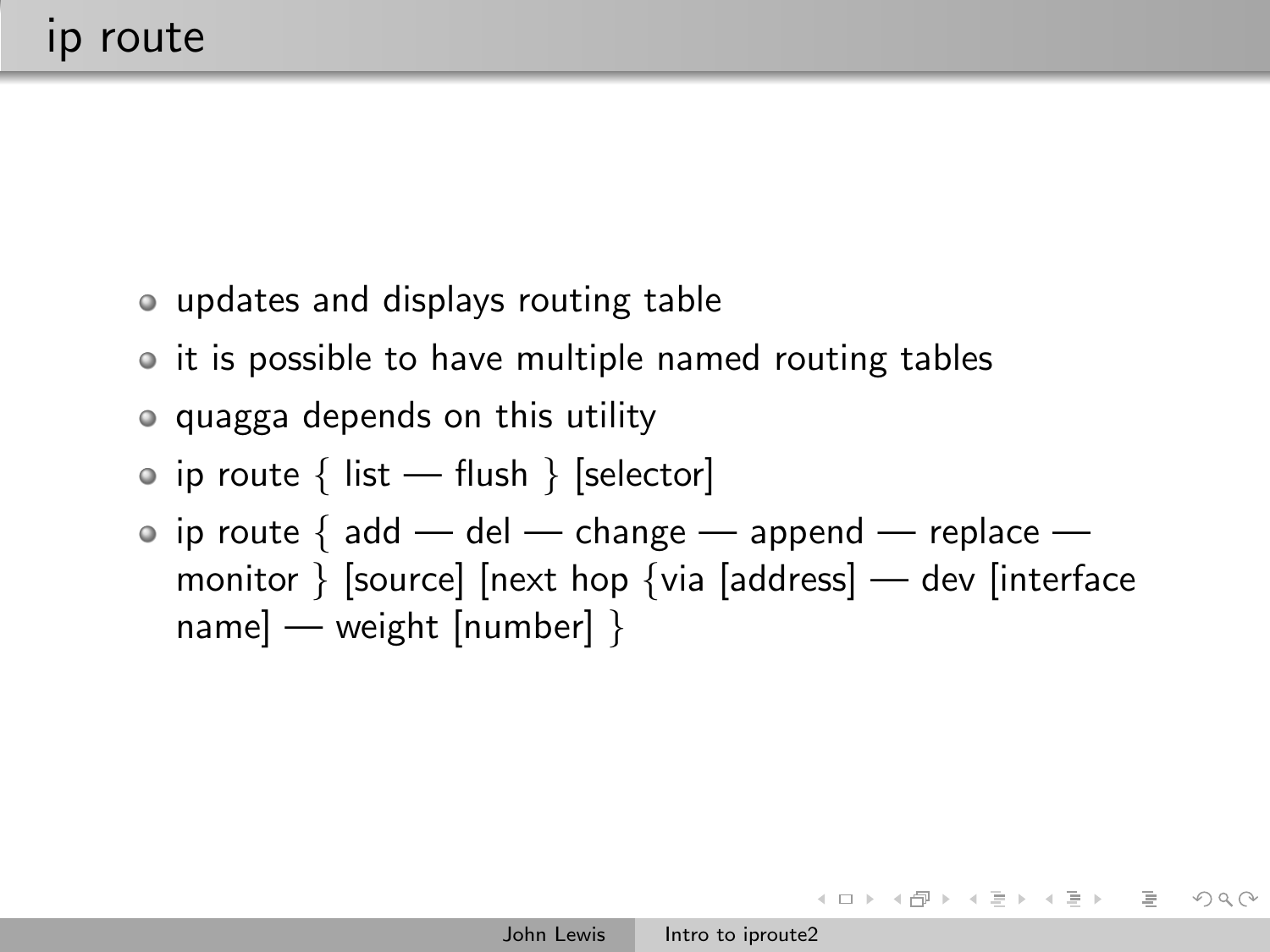# ip route

- updates and displays routing table
- it is possible to have multiple named routing tables
- quagga depends on this utility
- ip route { list — flush } [selector]
- ip route { add — del — change — append — replace — monitor } [source] [next hop {via [address] — dev [interface name] — weight [number] }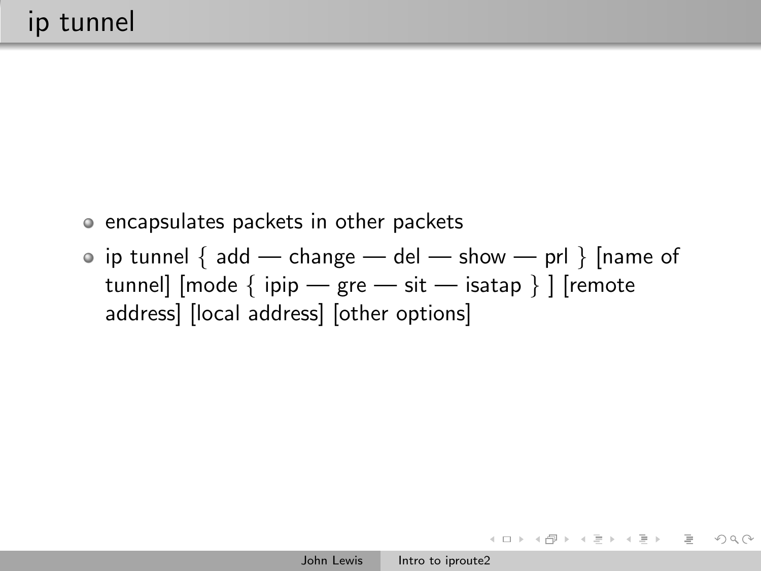# ip tunnel

- encapsulates packets in other packets
- ip tunnel { add — change — del — show — prl } [name of tunnel] [mode { ipip — gre — sit — isatap } ] [remote address] [local address] [other options]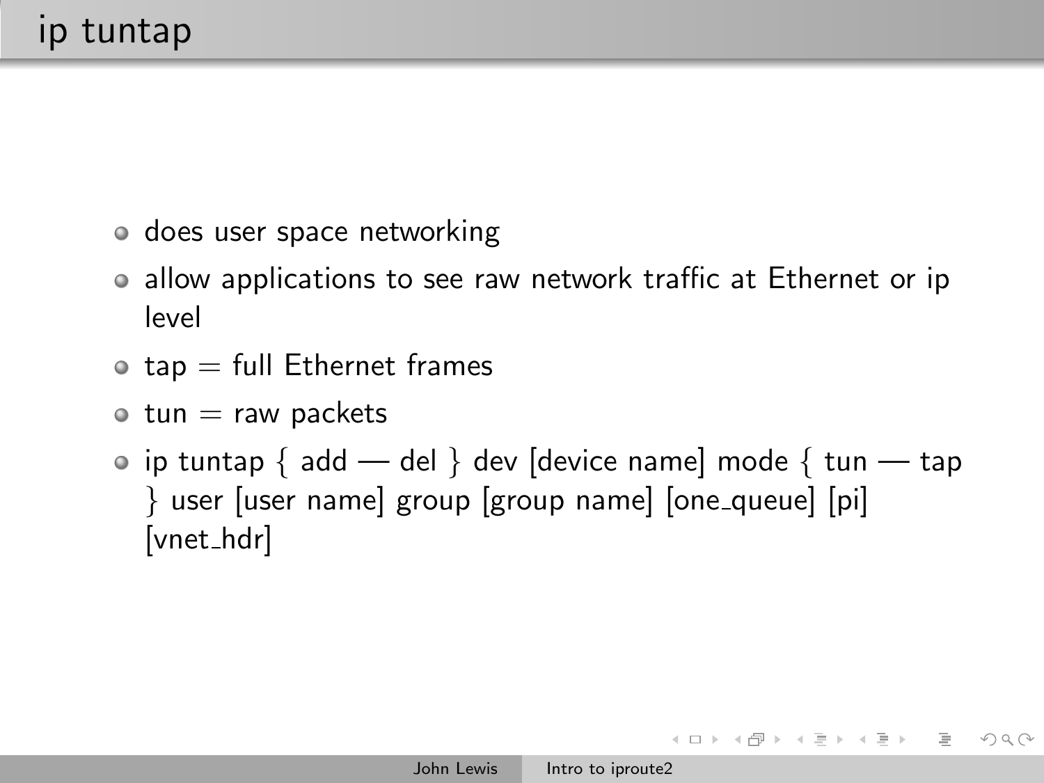# ip tuntap

- does user space networking
- allow applications to see raw network traffic at Ethernet or ip level
- tap = full Ethernet frames
- tun = raw packets
- ip tuntap { add — del } dev [device name] mode { tun — tap } user [user name] group [group name] [one_queue] [pi] [vnet_hdr]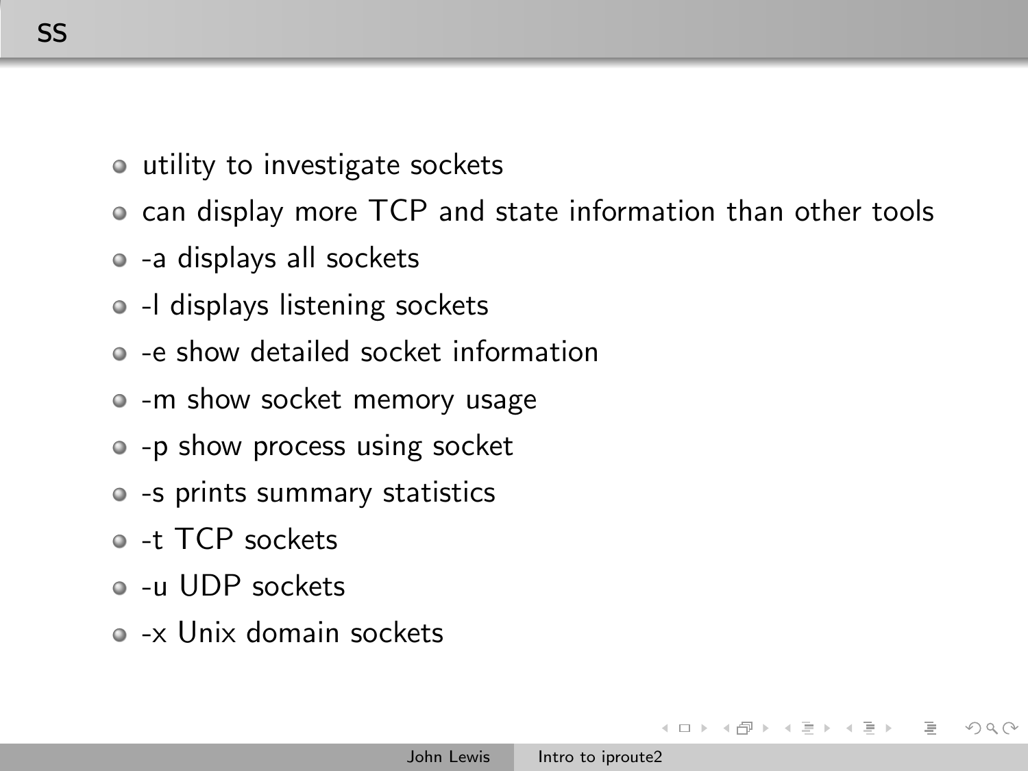## ss

- utility to investigate sockets
- can display more TCP and state information than other tools
- -a displays all sockets
- -l displays listening sockets
- -e show detailed socket information
- -m show socket memory usage
- -p show process using socket
- -s prints summary statistics
- -t TCP sockets
- -u UDP sockets
- -x Unix domain sockets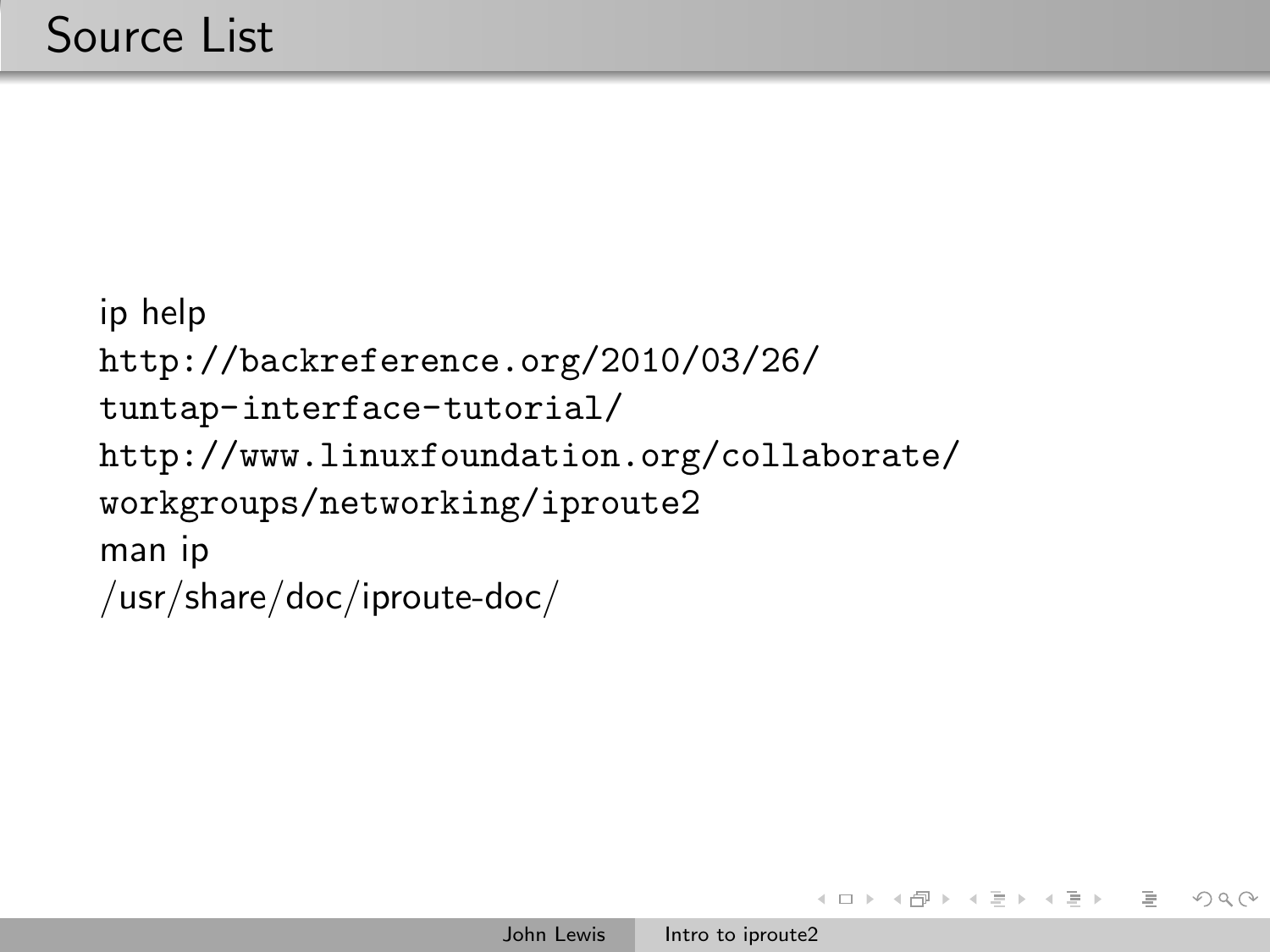# Source List

ip help

`http://backreference.org/2010/03/26/tuntap-interface-tutorial/`

`http://www.linuxfoundation.org/collaborate/workgroups/networking/iproute2`

man ip

/usr/share/doc/iproute-doc/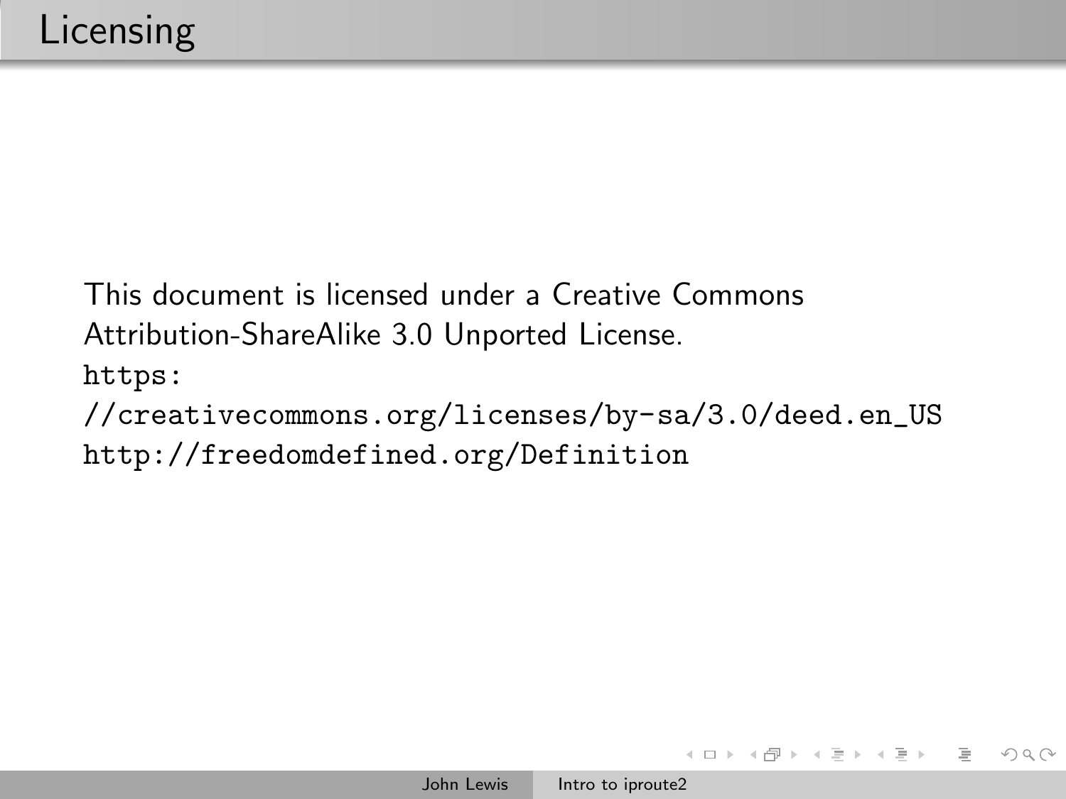# Licensing

This document is licensed under a Creative Commons Attribution-ShareAlike 3.0 Unported License.

https://creativecommons.org/licenses/by-sa/3.0/deed.en_US

http://freedomdefined.org/Definition